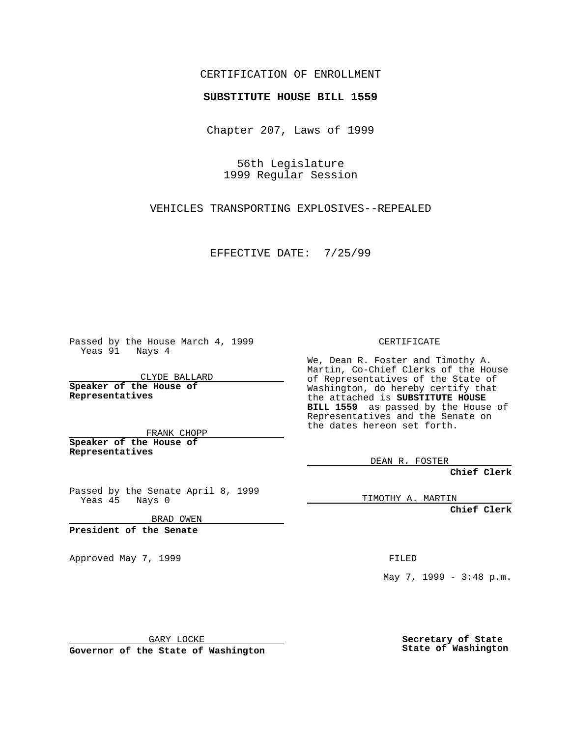CERTIFICATION OF ENROLLMENT

**SUBSTITUTE HOUSE BILL 1559**

Chapter 207, Laws of 1999

56th Legislature
1999 Regular Session

VEHICLES TRANSPORTING EXPLOSIVES--REPEALED

EFFECTIVE DATE: 7/25/99

Passed by the House March 4, 1999
Yeas 91 Nays 4

CLYDE BALLARD

**Speaker of the House of Representatives**

FRANK CHOPP

**Speaker of the House of Representatives**

Passed by the Senate April 8, 1999
Yeas 45 Nays 0

BRAD OWEN

**President of the Senate**

Approved May 7, 1999

GARY LOCKE

**Governor of the State of Washington**

CERTIFICATE

We, Dean R. Foster and Timothy A. Martin, Co-Chief Clerks of the House of Representatives of the State of Washington, do hereby certify that the attached is **SUBSTITUTE HOUSE BILL 1559** as passed by the House of Representatives and the Senate on the dates hereon set forth.

DEAN R. FOSTER

**Chief Clerk**

TIMOTHY A. MARTIN

**Chief Clerk**

FILED

May 7, 1999 - 3:48 p.m.

**Secretary of State**
**State of Washington**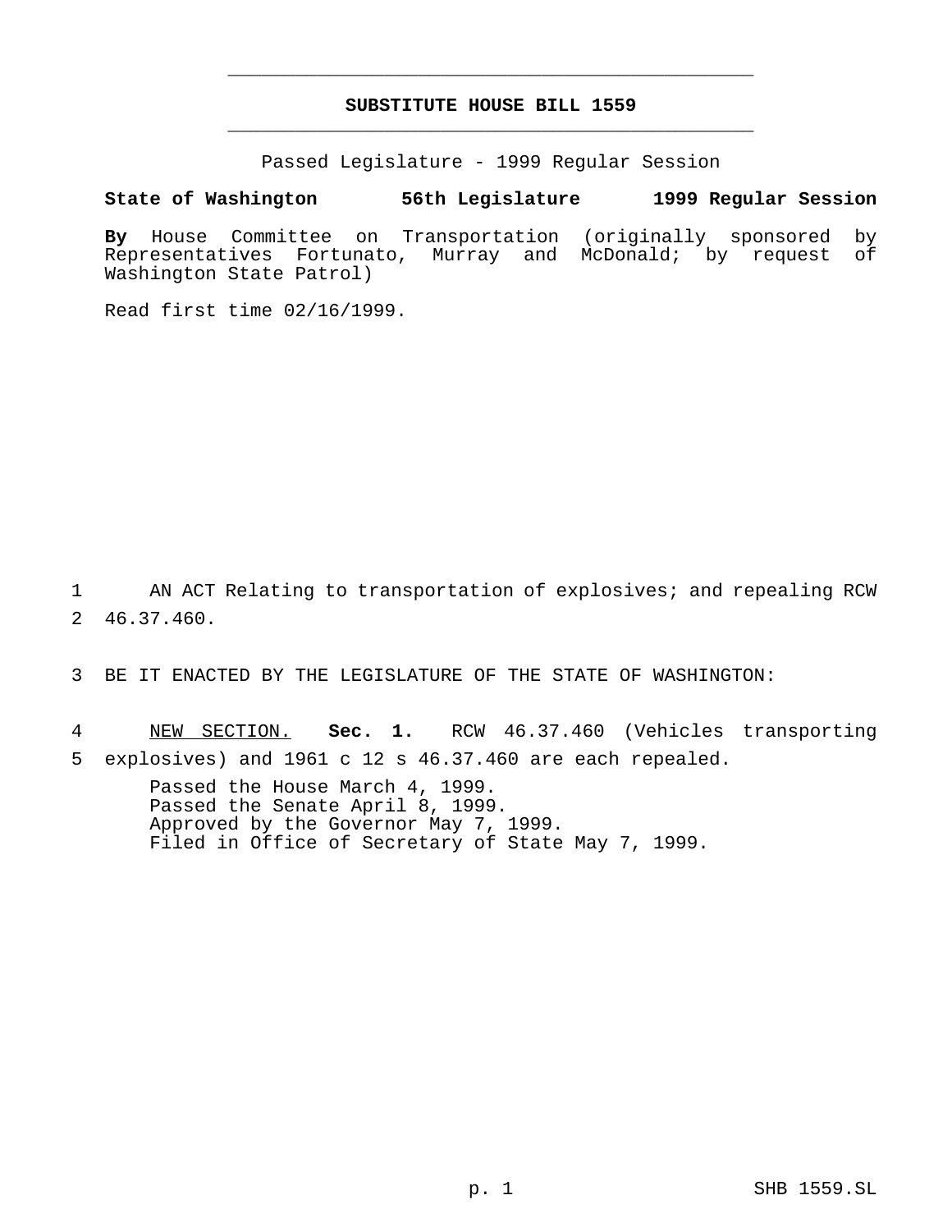## SUBSTITUTE HOUSE BILL 1559

Passed Legislature - 1999 Regular Session

**State of Washington 56th Legislature 1999 Regular Session**

**By** House Committee on Transportation (originally sponsored by Representatives Fortunato, Murray and McDonald; by request of Washington State Patrol)

Read first time 02/16/1999.

1 AN ACT Relating to transportation of explosives; and repealing RCW 2 46.37.460.

3 BE IT ENACTED BY THE LEGISLATURE OF THE STATE OF WASHINGTON:

4 NEW SECTION. **Sec. 1.** RCW 46.37.460 (Vehicles transporting 5 explosives) and 1961 c 12 s 46.37.460 are each repealed.

Passed the House March 4, 1999.
Passed the Senate April 8, 1999.
Approved by the Governor May 7, 1999.
Filed in Office of Secretary of State May 7, 1999.